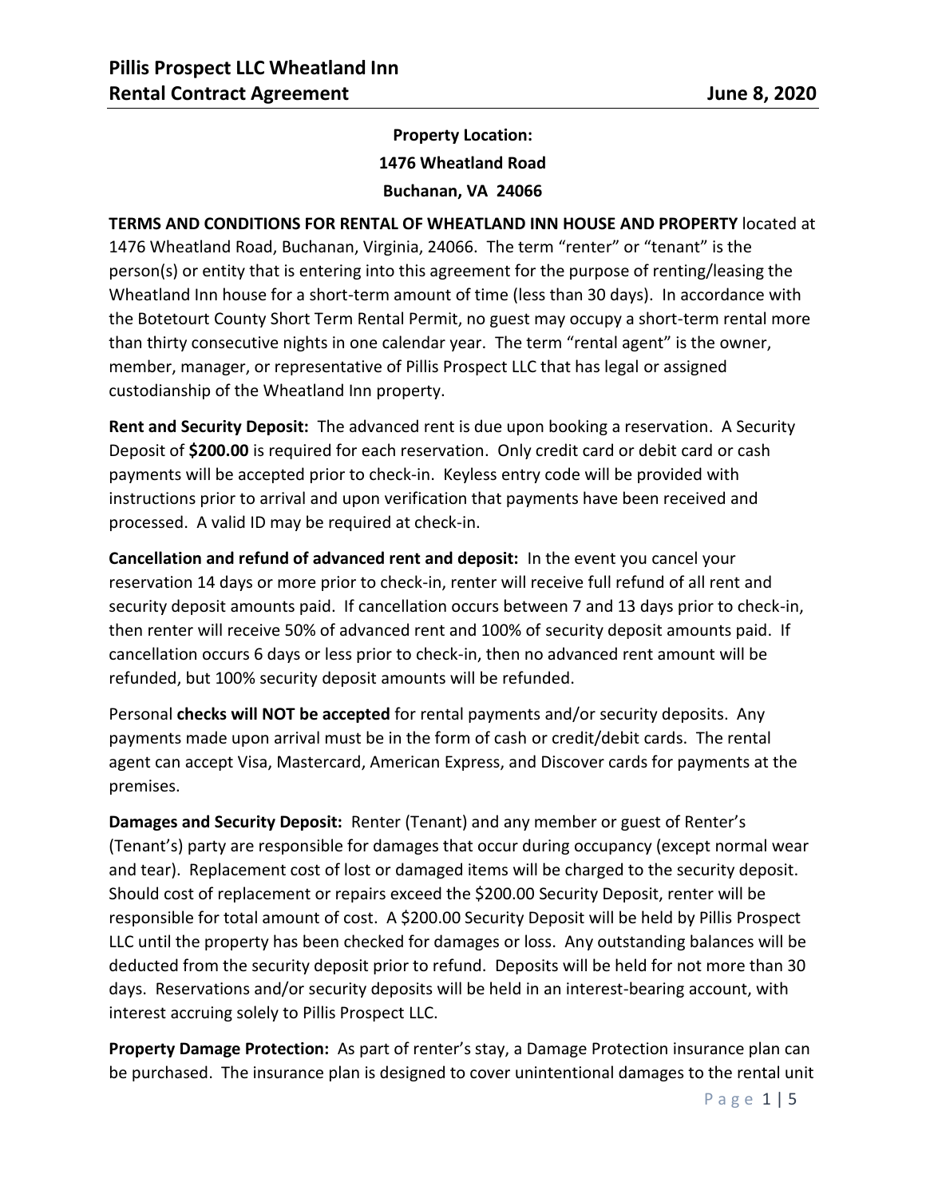# Pillis Prospect LLC Wheatland Inn
## Rental Contract Agreement — June 8, 2020

**Property Location:**
**1476 Wheatland Road**
**Buchanan, VA 24066**

**TERMS AND CONDITIONS FOR RENTAL OF WHEATLAND INN HOUSE AND PROPERTY** located at 1476 Wheatland Road, Buchanan, Virginia, 24066. The term "renter" or "tenant" is the person(s) or entity that is entering into this agreement for the purpose of renting/leasing the Wheatland Inn house for a short-term amount of time (less than 30 days). In accordance with the Botetourt County Short Term Rental Permit, no guest may occupy a short-term rental more than thirty consecutive nights in one calendar year. The term "rental agent" is the owner, member, manager, or representative of Pillis Prospect LLC that has legal or assigned custodianship of the Wheatland Inn property.

**Rent and Security Deposit:** The advanced rent is due upon booking a reservation. A Security Deposit of **$200.00** is required for each reservation. Only credit card or debit card or cash payments will be accepted prior to check-in. Keyless entry code will be provided with instructions prior to arrival and upon verification that payments have been received and processed. A valid ID may be required at check-in.

**Cancellation and refund of advanced rent and deposit:** In the event you cancel your reservation 14 days or more prior to check-in, renter will receive full refund of all rent and security deposit amounts paid. If cancellation occurs between 7 and 13 days prior to check-in, then renter will receive 50% of advanced rent and 100% of security deposit amounts paid. If cancellation occurs 6 days or less prior to check-in, then no advanced rent amount will be refunded, but 100% security deposit amounts will be refunded.

Personal **checks will NOT be accepted** for rental payments and/or security deposits. Any payments made upon arrival must be in the form of cash or credit/debit cards. The rental agent can accept Visa, Mastercard, American Express, and Discover cards for payments at the premises.

**Damages and Security Deposit:** Renter (Tenant) and any member or guest of Renter's (Tenant's) party are responsible for damages that occur during occupancy (except normal wear and tear). Replacement cost of lost or damaged items will be charged to the security deposit. Should cost of replacement or repairs exceed the $200.00 Security Deposit, renter will be responsible for total amount of cost. A $200.00 Security Deposit will be held by Pillis Prospect LLC until the property has been checked for damages or loss. Any outstanding balances will be deducted from the security deposit prior to refund. Deposits will be held for not more than 30 days. Reservations and/or security deposits will be held in an interest-bearing account, with interest accruing solely to Pillis Prospect LLC.

**Property Damage Protection:** As part of renter's stay, a Damage Protection insurance plan can be purchased. The insurance plan is designed to cover unintentional damages to the rental unit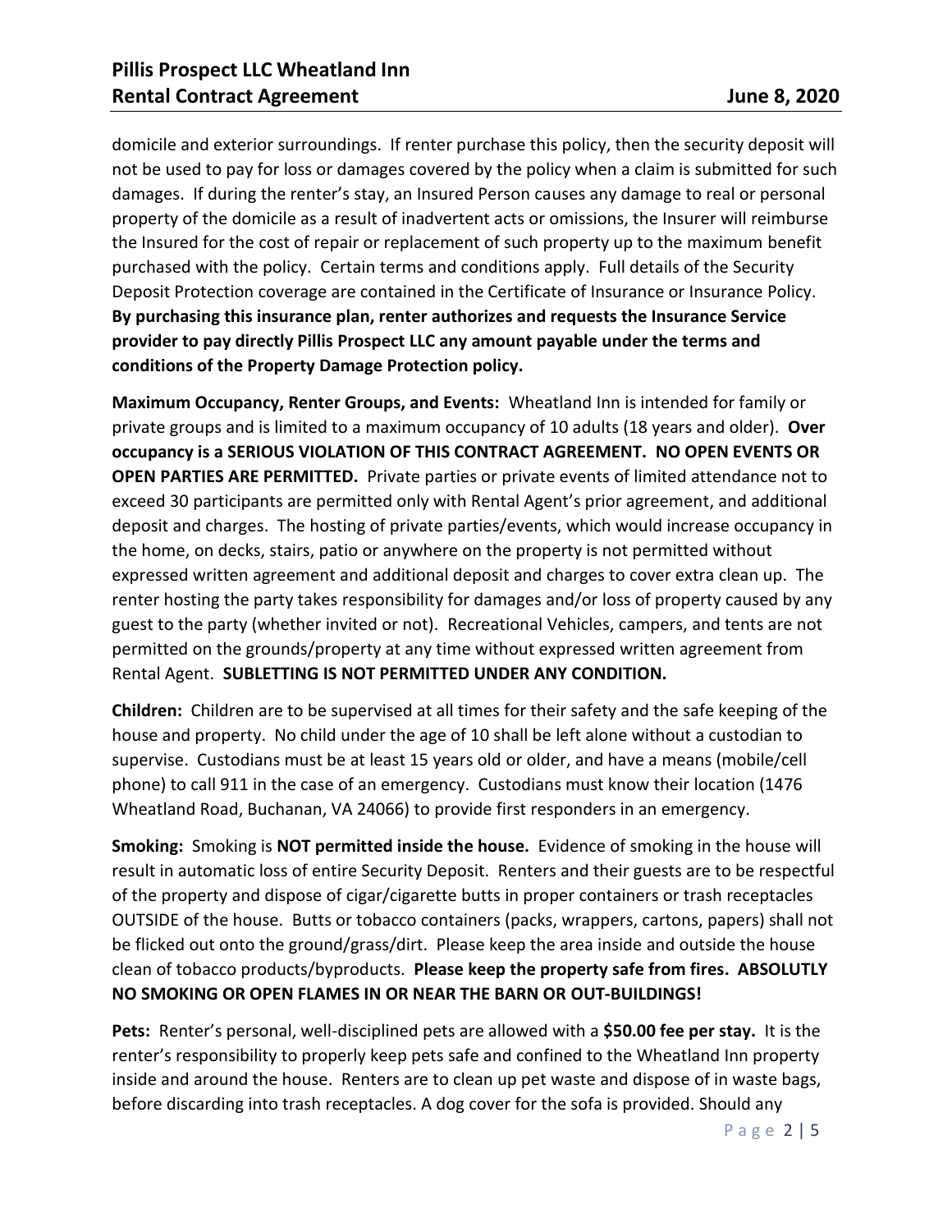domicile and exterior surroundings. If renter purchase this policy, then the security deposit will not be used to pay for loss or damages covered by the policy when a claim is submitted for such damages. If during the renter's stay, an Insured Person causes any damage to real or personal property of the domicile as a result of inadvertent acts or omissions, the Insurer will reimburse the Insured for the cost of repair or replacement of such property up to the maximum benefit purchased with the policy. Certain terms and conditions apply. Full details of the Security Deposit Protection coverage are contained in the Certificate of Insurance or Insurance Policy. **By purchasing this insurance plan, renter authorizes and requests the Insurance Service provider to pay directly Pillis Prospect LLC any amount payable under the terms and conditions of the Property Damage Protection policy.**

**Maximum Occupancy, Renter Groups, and Events:** Wheatland Inn is intended for family or private groups and is limited to a maximum occupancy of 10 adults (18 years and older). **Over occupancy is a SERIOUS VIOLATION OF THIS CONTRACT AGREEMENT. NO OPEN EVENTS OR OPEN PARTIES ARE PERMITTED.** Private parties or private events of limited attendance not to exceed 30 participants are permitted only with Rental Agent's prior agreement, and additional deposit and charges. The hosting of private parties/events, which would increase occupancy in the home, on decks, stairs, patio or anywhere on the property is not permitted without expressed written agreement and additional deposit and charges to cover extra clean up. The renter hosting the party takes responsibility for damages and/or loss of property caused by any guest to the party (whether invited or not). Recreational Vehicles, campers, and tents are not permitted on the grounds/property at any time without expressed written agreement from Rental Agent. **SUBLETTING IS NOT PERMITTED UNDER ANY CONDITION.**

**Children:** Children are to be supervised at all times for their safety and the safe keeping of the house and property. No child under the age of 10 shall be left alone without a custodian to supervise. Custodians must be at least 15 years old or older, and have a means (mobile/cell phone) to call 911 in the case of an emergency. Custodians must know their location (1476 Wheatland Road, Buchanan, VA 24066) to provide first responders in an emergency.

**Smoking:** Smoking is **NOT permitted inside the house.** Evidence of smoking in the house will result in automatic loss of entire Security Deposit. Renters and their guests are to be respectful of the property and dispose of cigar/cigarette butts in proper containers or trash receptacles OUTSIDE of the house. Butts or tobacco containers (packs, wrappers, cartons, papers) shall not be flicked out onto the ground/grass/dirt. Please keep the area inside and outside the house clean of tobacco products/byproducts. **Please keep the property safe from fires. ABSOLUTLY NO SMOKING OR OPEN FLAMES IN OR NEAR THE BARN OR OUT-BUILDINGS!**

**Pets:** Renter's personal, well-disciplined pets are allowed with a **$50.00 fee per stay.** It is the renter's responsibility to properly keep pets safe and confined to the Wheatland Inn property inside and around the house. Renters are to clean up pet waste and dispose of in waste bags, before discarding into trash receptacles. A dog cover for the sofa is provided. Should any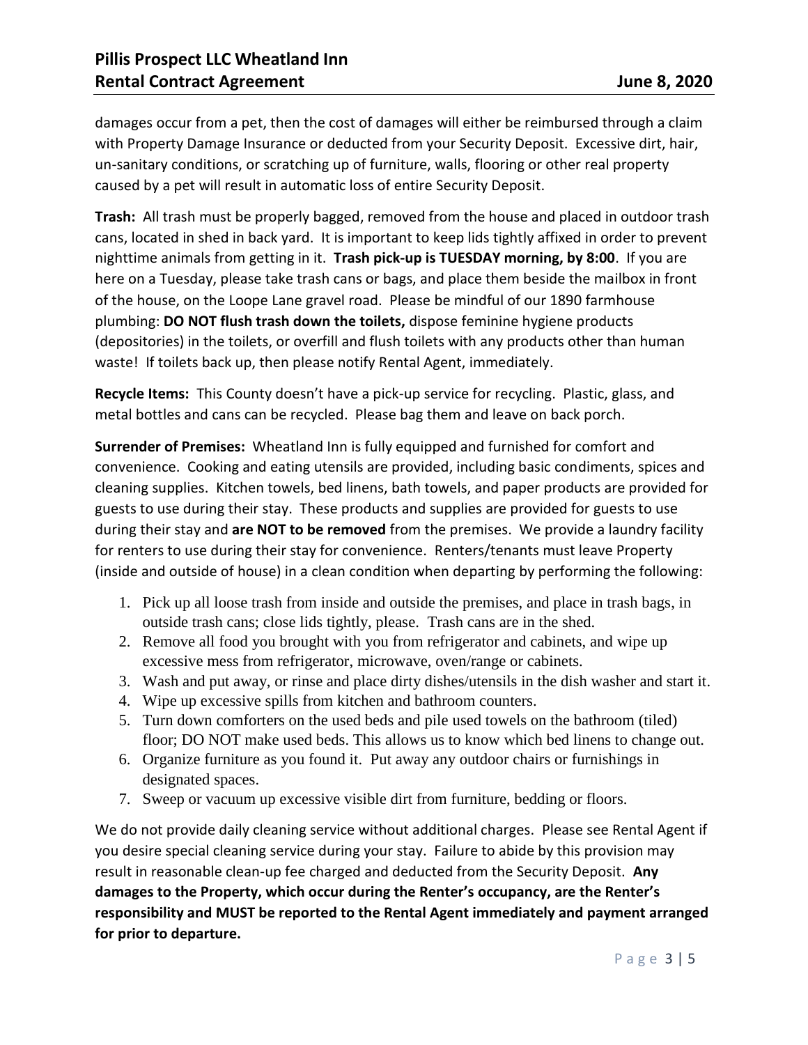damages occur from a pet, then the cost of damages will either be reimbursed through a claim with Property Damage Insurance or deducted from your Security Deposit. Excessive dirt, hair, un-sanitary conditions, or scratching up of furniture, walls, flooring or other real property caused by a pet will result in automatic loss of entire Security Deposit.

**Trash:** All trash must be properly bagged, removed from the house and placed in outdoor trash cans, located in shed in back yard. It is important to keep lids tightly affixed in order to prevent nighttime animals from getting in it. **Trash pick-up is TUESDAY morning, by 8:00**. If you are here on a Tuesday, please take trash cans or bags, and place them beside the mailbox in front of the house, on the Loope Lane gravel road. Please be mindful of our 1890 farmhouse plumbing: **DO NOT flush trash down the toilets,** dispose feminine hygiene products (depositories) in the toilets, or overfill and flush toilets with any products other than human waste! If toilets back up, then please notify Rental Agent, immediately.

**Recycle Items:** This County doesn't have a pick-up service for recycling. Plastic, glass, and metal bottles and cans can be recycled. Please bag them and leave on back porch.

**Surrender of Premises:** Wheatland Inn is fully equipped and furnished for comfort and convenience. Cooking and eating utensils are provided, including basic condiments, spices and cleaning supplies. Kitchen towels, bed linens, bath towels, and paper products are provided for guests to use during their stay. These products and supplies are provided for guests to use during their stay and **are NOT to be removed** from the premises. We provide a laundry facility for renters to use during their stay for convenience. Renters/tenants must leave Property (inside and outside of house) in a clean condition when departing by performing the following:

1. Pick up all loose trash from inside and outside the premises, and place in trash bags, in outside trash cans; close lids tightly, please. Trash cans are in the shed.
2. Remove all food you brought with you from refrigerator and cabinets, and wipe up excessive mess from refrigerator, microwave, oven/range or cabinets.
3. Wash and put away, or rinse and place dirty dishes/utensils in the dish washer and start it.
4. Wipe up excessive spills from kitchen and bathroom counters.
5. Turn down comforters on the used beds and pile used towels on the bathroom (tiled) floor; DO NOT make used beds. This allows us to know which bed linens to change out.
6. Organize furniture as you found it. Put away any outdoor chairs or furnishings in designated spaces.
7. Sweep or vacuum up excessive visible dirt from furniture, bedding or floors.

We do not provide daily cleaning service without additional charges. Please see Rental Agent if you desire special cleaning service during your stay. Failure to abide by this provision may result in reasonable clean-up fee charged and deducted from the Security Deposit. **Any damages to the Property, which occur during the Renter's occupancy, are the Renter's responsibility and MUST be reported to the Rental Agent immediately and payment arranged for prior to departure.**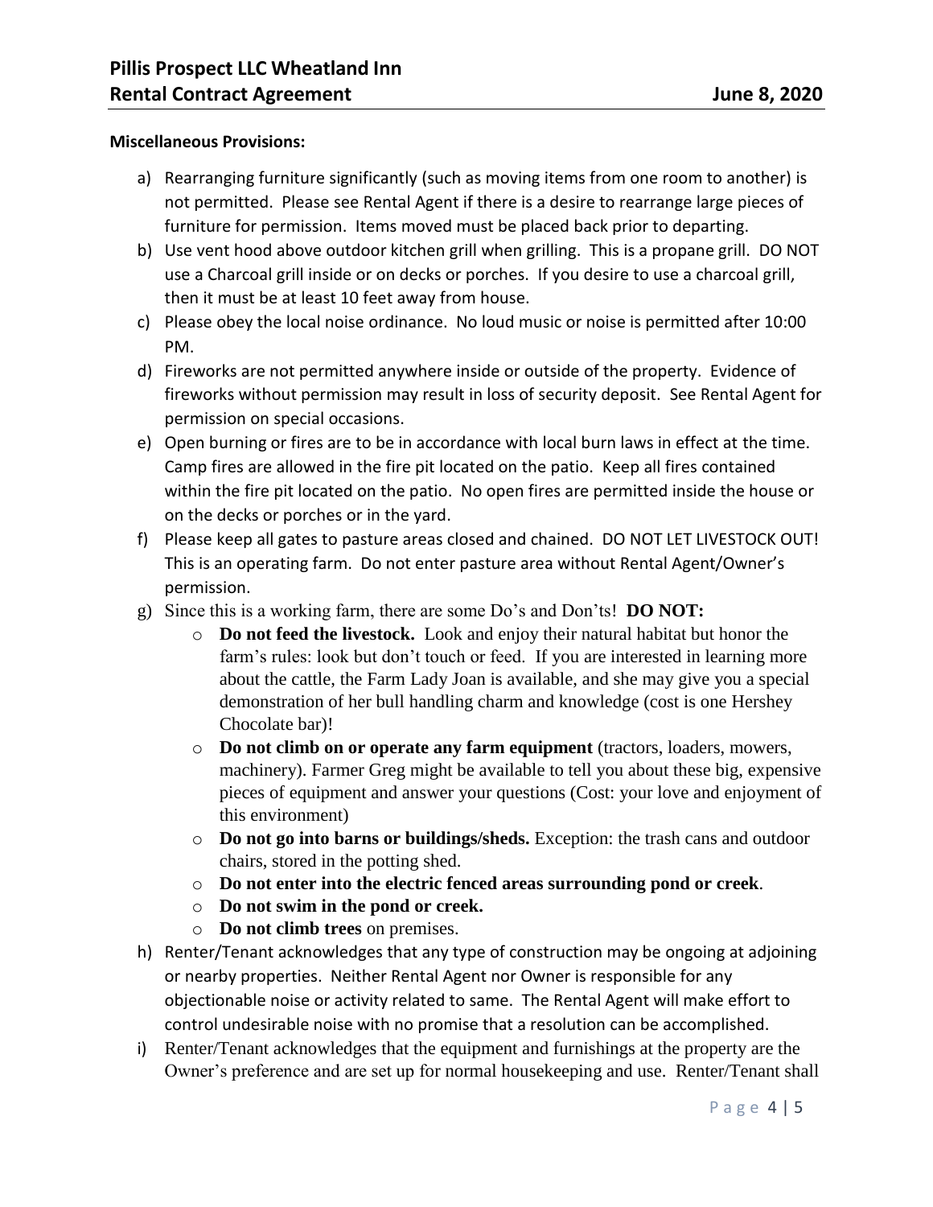**Miscellaneous Provisions:**

a) Rearranging furniture significantly (such as moving items from one room to another) is not permitted. Please see Rental Agent if there is a desire to rearrange large pieces of furniture for permission. Items moved must be placed back prior to departing.

b) Use vent hood above outdoor kitchen grill when grilling. This is a propane grill. DO NOT use a Charcoal grill inside or on decks or porches. If you desire to use a charcoal grill, then it must be at least 10 feet away from house.

c) Please obey the local noise ordinance. No loud music or noise is permitted after 10:00 PM.

d) Fireworks are not permitted anywhere inside or outside of the property. Evidence of fireworks without permission may result in loss of security deposit. See Rental Agent for permission on special occasions.

e) Open burning or fires are to be in accordance with local burn laws in effect at the time. Camp fires are allowed in the fire pit located on the patio. Keep all fires contained within the fire pit located on the patio. No open fires are permitted inside the house or on the decks or porches or in the yard.

f) Please keep all gates to pasture areas closed and chained. DO NOT LET LIVESTOCK OUT! This is an operating farm. Do not enter pasture area without Rental Agent/Owner's permission.

g) Since this is a working farm, there are some Do's and Don'ts! **DO NOT:**
   - **Do not feed the livestock.** Look and enjoy their natural habitat but honor the farm's rules: look but don't touch or feed. If you are interested in learning more about the cattle, the Farm Lady Joan is available, and she may give you a special demonstration of her bull handling charm and knowledge (cost is one Hershey Chocolate bar)!
   - **Do not climb on or operate any farm equipment** (tractors, loaders, mowers, machinery). Farmer Greg might be available to tell you about these big, expensive pieces of equipment and answer your questions (Cost: your love and enjoyment of this environment)
   - **Do not go into barns or buildings/sheds.** Exception: the trash cans and outdoor chairs, stored in the potting shed.
   - **Do not enter into the electric fenced areas surrounding pond or creek**.
   - **Do not swim in the pond or creek.**
   - **Do not climb trees** on premises.

h) Renter/Tenant acknowledges that any type of construction may be ongoing at adjoining or nearby properties. Neither Rental Agent nor Owner is responsible for any objectionable noise or activity related to same. The Rental Agent will make effort to control undesirable noise with no promise that a resolution can be accomplished.

i) Renter/Tenant acknowledges that the equipment and furnishings at the property are the Owner's preference and are set up for normal housekeeping and use. Renter/Tenant shall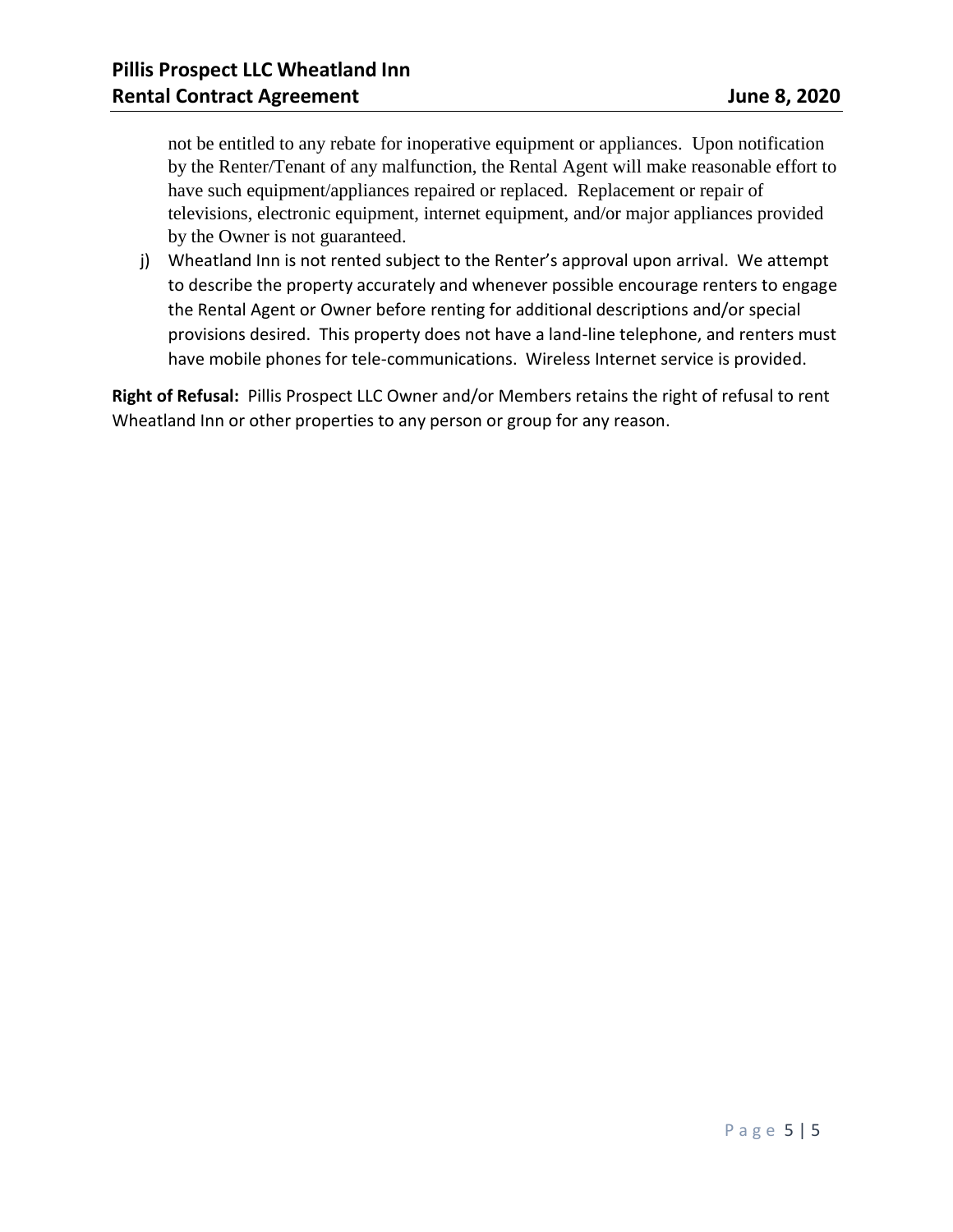not be entitled to any rebate for inoperative equipment or appliances. Upon notification by the Renter/Tenant of any malfunction, the Rental Agent will make reasonable effort to have such equipment/appliances repaired or replaced. Replacement or repair of televisions, electronic equipment, internet equipment, and/or major appliances provided by the Owner is not guaranteed.

j) Wheatland Inn is not rented subject to the Renter's approval upon arrival. We attempt to describe the property accurately and whenever possible encourage renters to engage the Rental Agent or Owner before renting for additional descriptions and/or special provisions desired. This property does not have a land-line telephone, and renters must have mobile phones for tele-communications. Wireless Internet service is provided.

**Right of Refusal:** Pillis Prospect LLC Owner and/or Members retains the right of refusal to rent Wheatland Inn or other properties to any person or group for any reason.